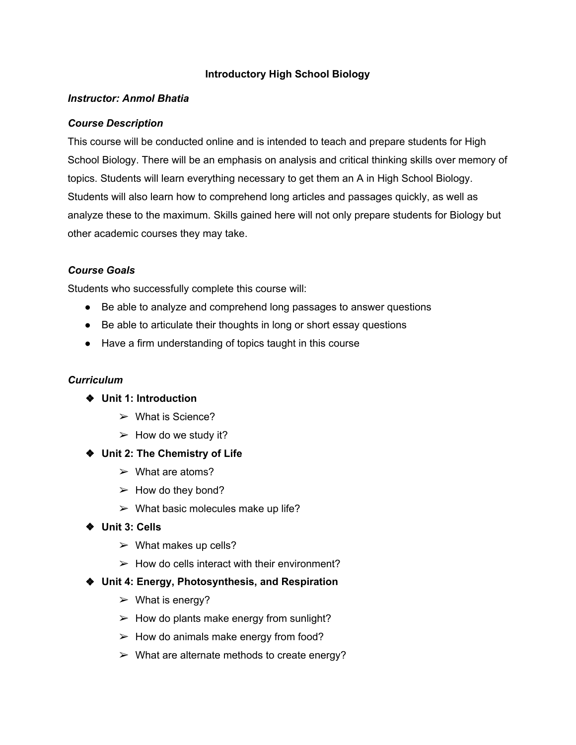# Introductory High School Biology

***Instructor: Anmol Bhatia***

## *Course Description*

This course will be conducted online and is intended to teach and prepare students for High School Biology. There will be an emphasis on analysis and critical thinking skills over memory of topics. Students will learn everything necessary to get them an A in High School Biology. Students will also learn how to comprehend long articles and passages quickly, as well as analyze these to the maximum. Skills gained here will not only prepare students for Biology but other academic courses they may take.

## *Course Goals*

Students who successfully complete this course will:

- Be able to analyze and comprehend long passages to answer questions
- Be able to articulate their thoughts in long or short essay questions
- Have a firm understanding of topics taught in this course

## *Curriculum*

- **Unit 1: Introduction**
  - What is Science?
  - How do we study it?
- **Unit 2: The Chemistry of Life**
  - What are atoms?
  - How do they bond?
  - What basic molecules make up life?
- **Unit 3: Cells**
  - What makes up cells?
  - How do cells interact with their environment?
- **Unit 4: Energy, Photosynthesis, and Respiration**
  - What is energy?
  - How do plants make energy from sunlight?
  - How do animals make energy from food?
  - What are alternate methods to create energy?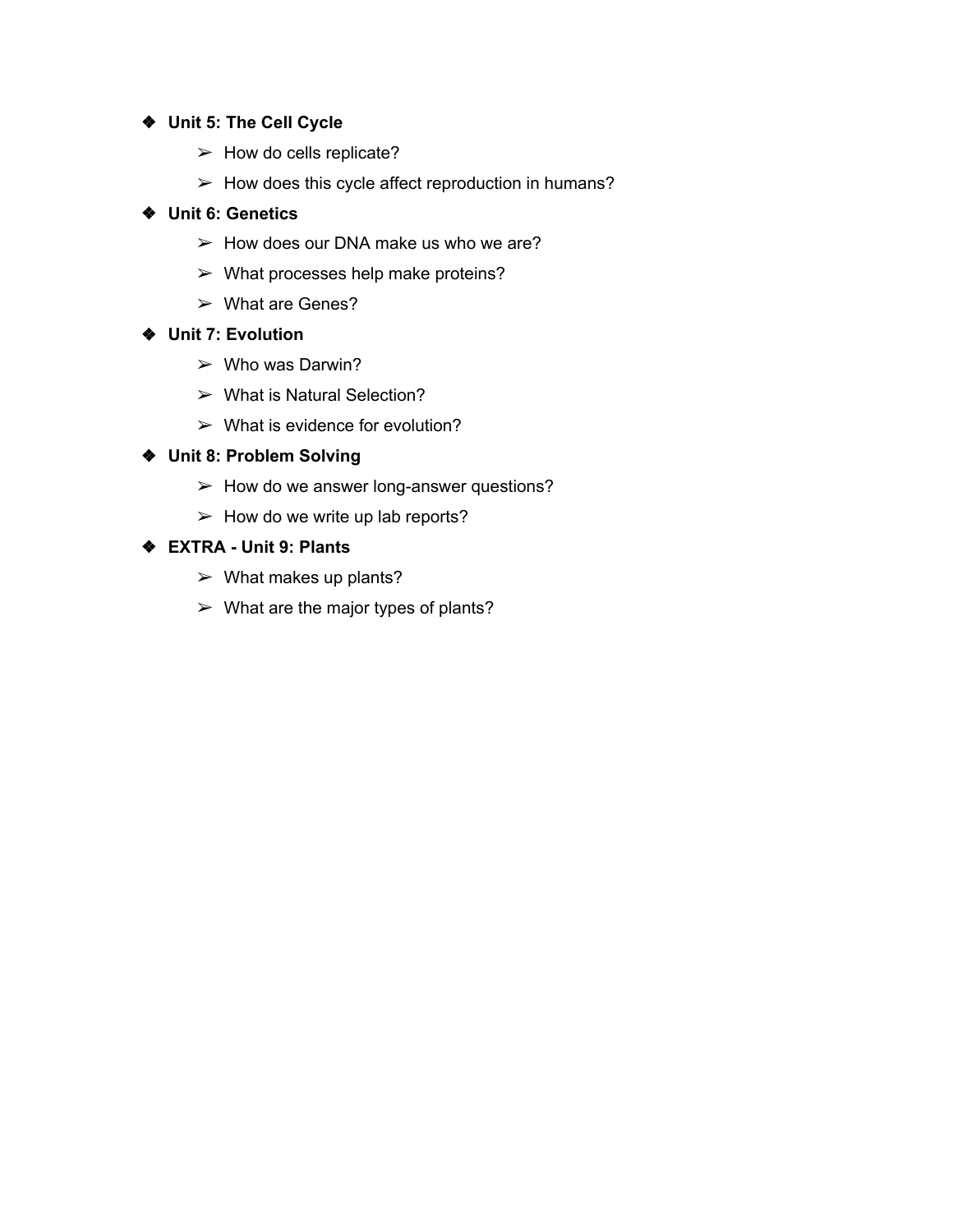- **Unit 5: The Cell Cycle**
  - How do cells replicate?
  - How does this cycle affect reproduction in humans?
- **Unit 6: Genetics**
  - How does our DNA make us who we are?
  - What processes help make proteins?
  - What are Genes?
- **Unit 7: Evolution**
  - Who was Darwin?
  - What is Natural Selection?
  - What is evidence for evolution?
- **Unit 8: Problem Solving**
  - How do we answer long-answer questions?
  - How do we write up lab reports?
- **EXTRA - Unit 9: Plants**
  - What makes up plants?
  - What are the major types of plants?